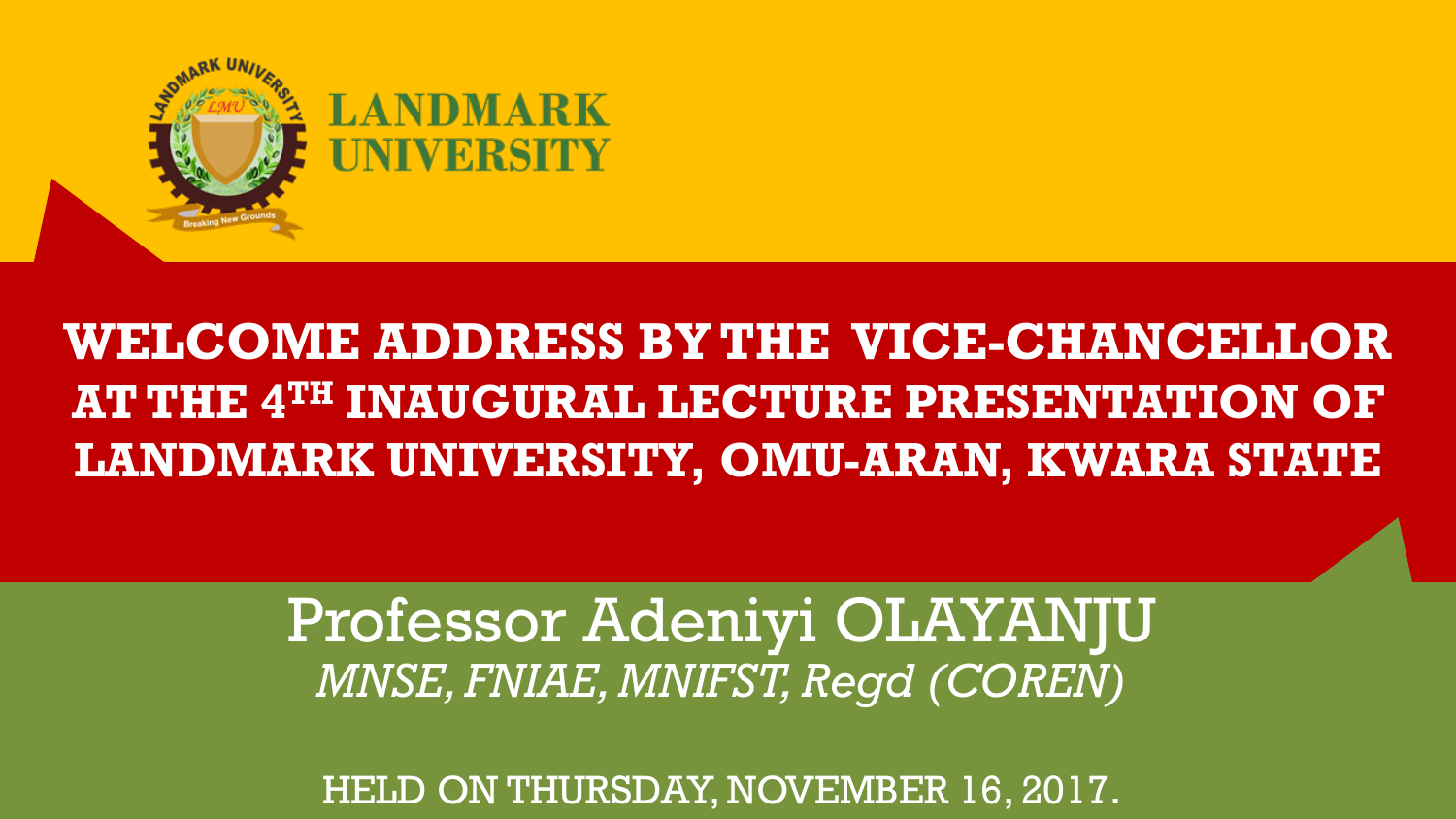LANDMARK UNIVERSITY

# WELCOME ADDRESS BY THE VICE-CHANCELLOR AT THE 4TH INAUGURAL LECTURE PRESENTATION OF LANDMARK UNIVERSITY, OMU-ARAN, KWARA STATE

Professor Adeniyi OLAYANJU

*MNSE, FNIAE, MNIFST, Regd (COREN)*

HELD ON THURSDAY, NOVEMBER 16, 2017.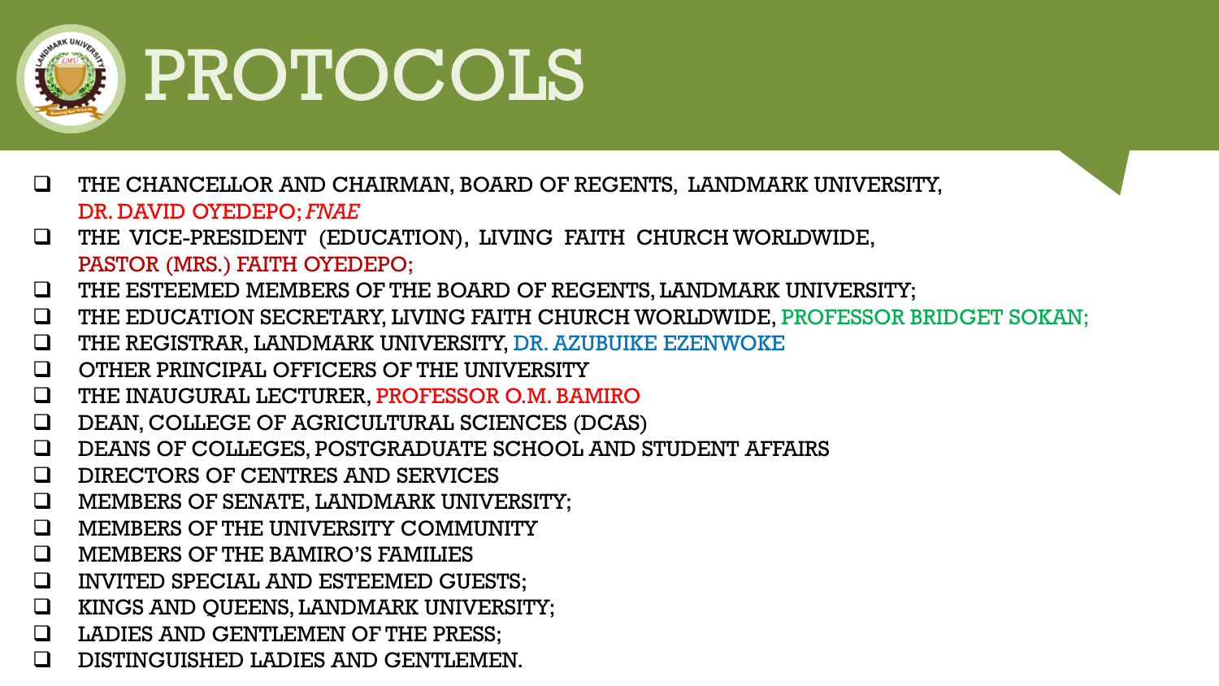# PROTOCOLS

- THE CHANCELLOR AND CHAIRMAN, BOARD OF REGENTS, LANDMARK UNIVERSITY, DR. DAVID OYEDEPO; *FNAE*
- THE VICE-PRESIDENT (EDUCATION), LIVING FAITH CHURCH WORLDWIDE, PASTOR (MRS.) FAITH OYEDEPO;
- THE ESTEEMED MEMBERS OF THE BOARD OF REGENTS, LANDMARK UNIVERSITY;
- THE EDUCATION SECRETARY, LIVING FAITH CHURCH WORLDWIDE, PROFESSOR BRIDGET SOKAN;
- THE REGISTRAR, LANDMARK UNIVERSITY, DR. AZUBUIKE EZENWOKE
- OTHER PRINCIPAL OFFICERS OF THE UNIVERSITY
- THE INAUGURAL LECTURER, PROFESSOR O.M. BAMIRO
- DEAN, COLLEGE OF AGRICULTURAL SCIENCES (DCAS)
- DEANS OF COLLEGES, POSTGRADUATE SCHOOL AND STUDENT AFFAIRS
- DIRECTORS OF CENTRES AND SERVICES
- MEMBERS OF SENATE, LANDMARK UNIVERSITY;
- MEMBERS OF THE UNIVERSITY COMMUNITY
- MEMBERS OF THE BAMIRO'S FAMILIES
- INVITED SPECIAL AND ESTEEMED GUESTS;
- KINGS AND QUEENS, LANDMARK UNIVERSITY;
- LADIES AND GENTLEMEN OF THE PRESS;
- DISTINGUISHED LADIES AND GENTLEMEN.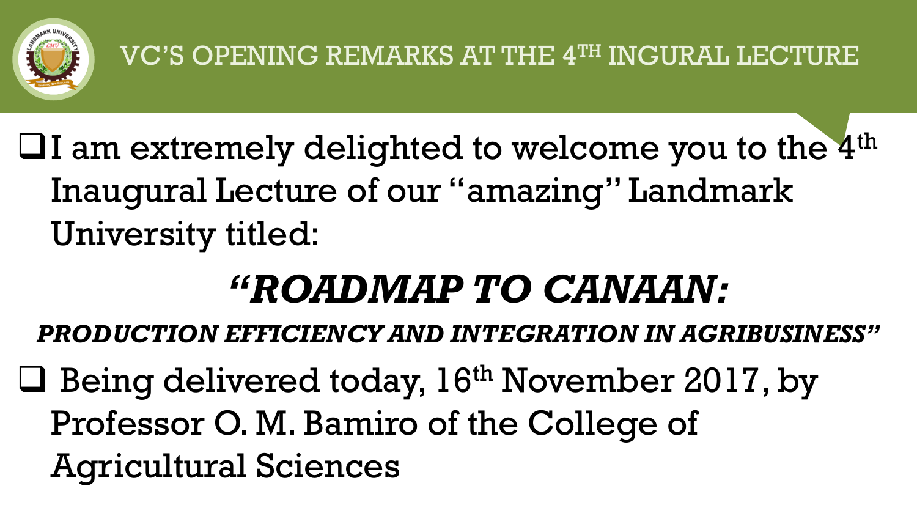# VC'S OPENING REMARKS AT THE 4TH INGURAL LECTURE

- I am extremely delighted to welcome you to the 4th Inaugural Lecture of our "amazing" Landmark University titled:

***"ROADMAP TO CANAAN:***

***PRODUCTION EFFICIENCY AND INTEGRATION IN AGRIBUSINESS"***

- Being delivered today, 16th November 2017, by Professor O. M. Bamiro of the College of Agricultural Sciences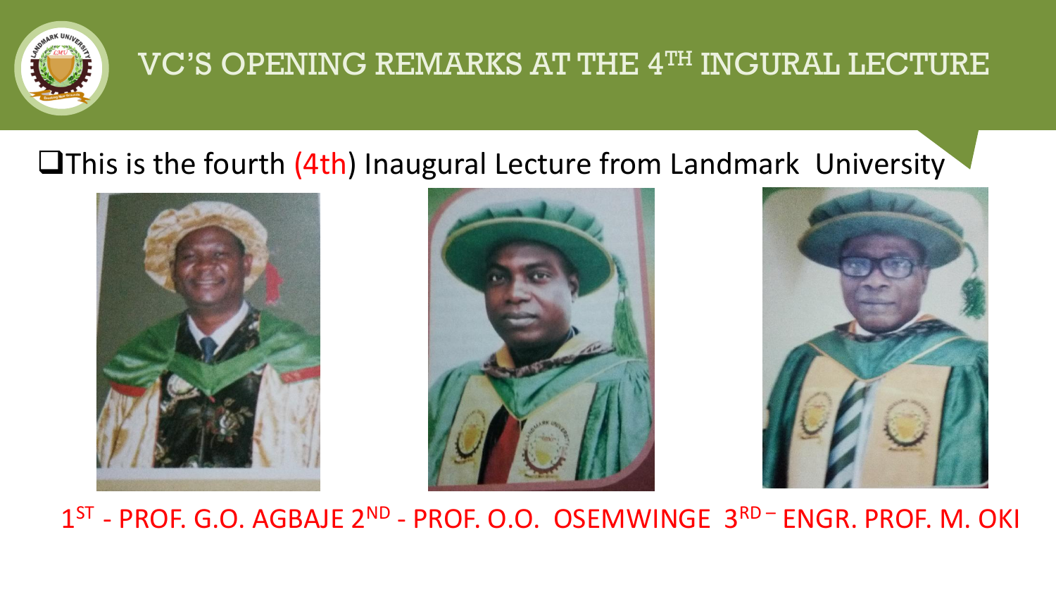# VC'S OPENING REMARKS AT THE 4TH INGURAL LECTURE

- This is the fourth (4th) Inaugural Lecture from Landmark University

1ST - PROF. G.O. AGBAJE 2ND - PROF. O.O. OSEMWINGE 3RD – ENGR. PROF. M. OKI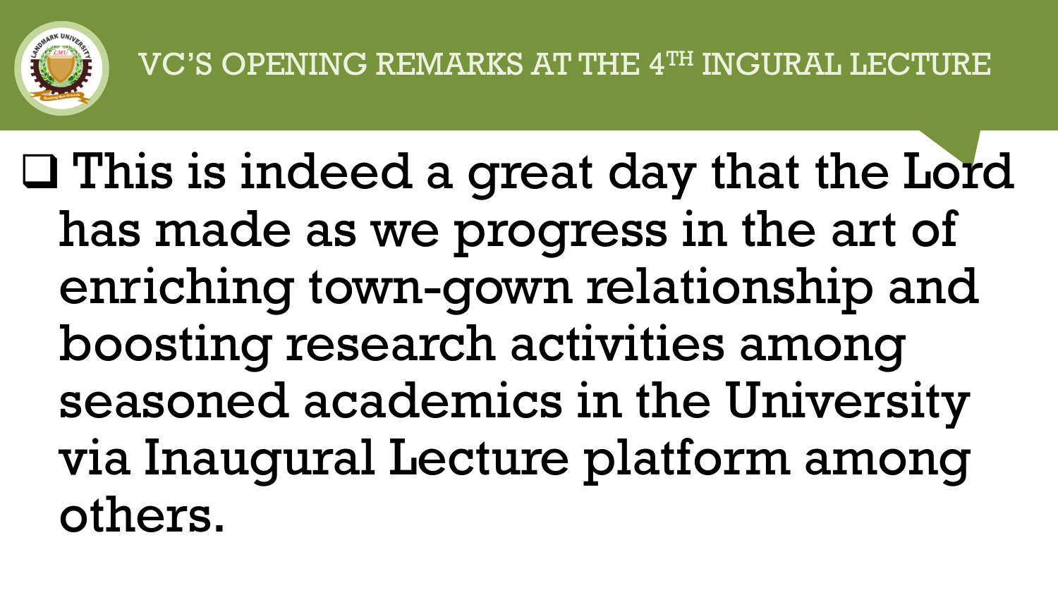## VC'S OPENING REMARKS AT THE 4TH INGURAL LECTURE

- This is indeed a great day that the Lord has made as we progress in the art of enriching town-gown relationship and boosting research activities among seasoned academics in the University via Inaugural Lecture platform among others.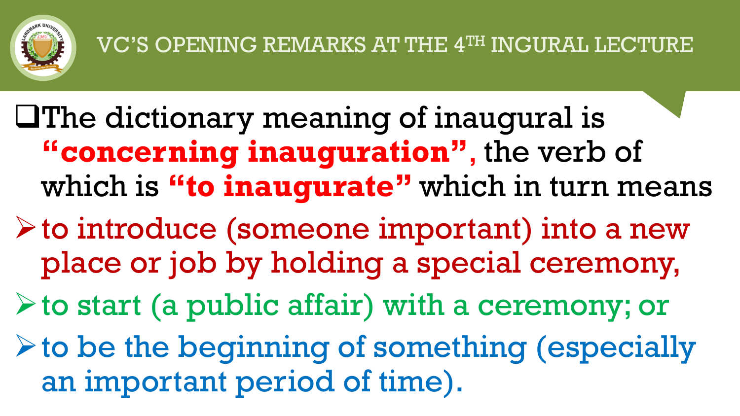# VC'S OPENING REMARKS AT THE 4TH INGURAL LECTURE

- The dictionary meaning of inaugural is **"concerning inauguration"**, the verb of which is **"to inaugurate"** which in turn means
  - to introduce (someone important) into a new place or job by holding a special ceremony,
  - to start (a public affair) with a ceremony; or
  - to be the beginning of something (especially an important period of time).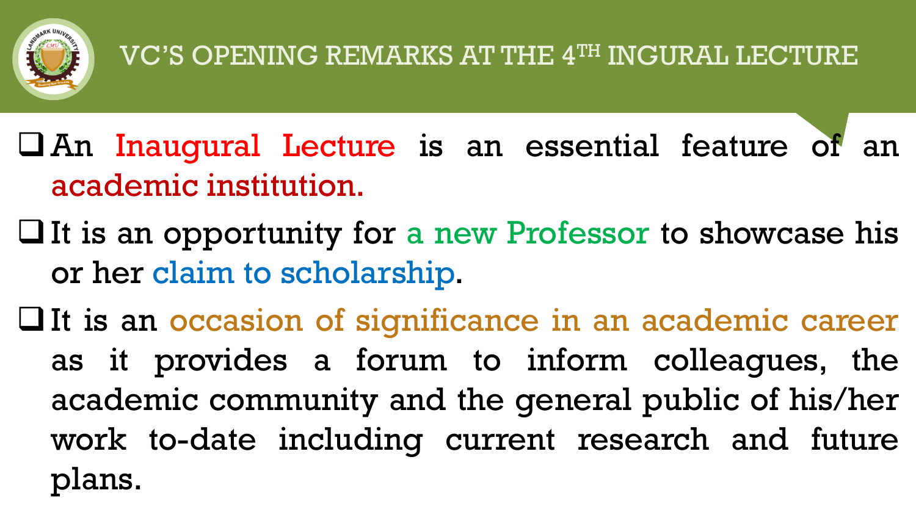# VC'S OPENING REMARKS AT THE 4TH INGURAL LECTURE

- An Inaugural Lecture is an essential feature of an academic institution.
- It is an opportunity for a new Professor to showcase his or her claim to scholarship.
- It is an occasion of significance in an academic career as it provides a forum to inform colleagues, the academic community and the general public of his/her work to-date including current research and future plans.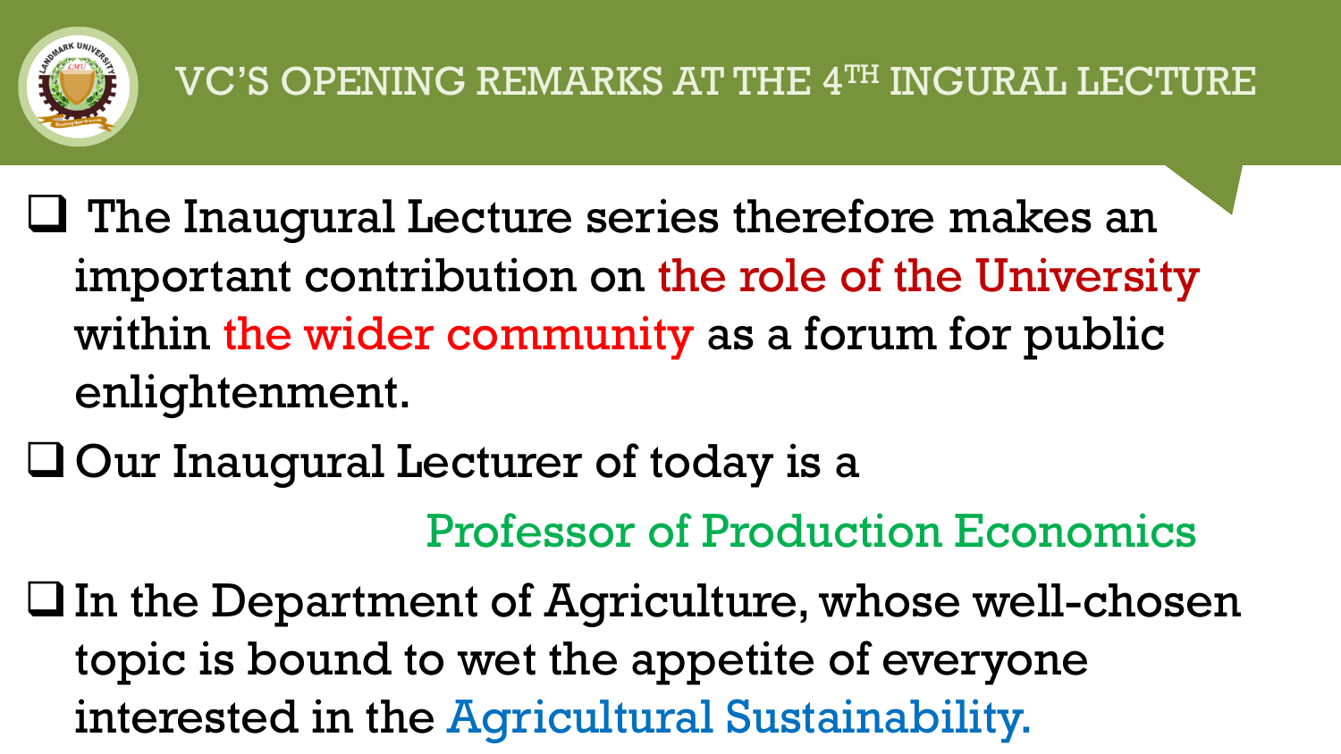# VC'S OPENING REMARKS AT THE 4TH INGURAL LECTURE

- The Inaugural Lecture series therefore makes an important contribution on the role of the University within the wider community as a forum for public enlightenment.
- Our Inaugural Lecturer of today is a

  Professor of Production Economics

- In the Department of Agriculture, whose well-chosen topic is bound to wet the appetite of everyone interested in the Agricultural Sustainability.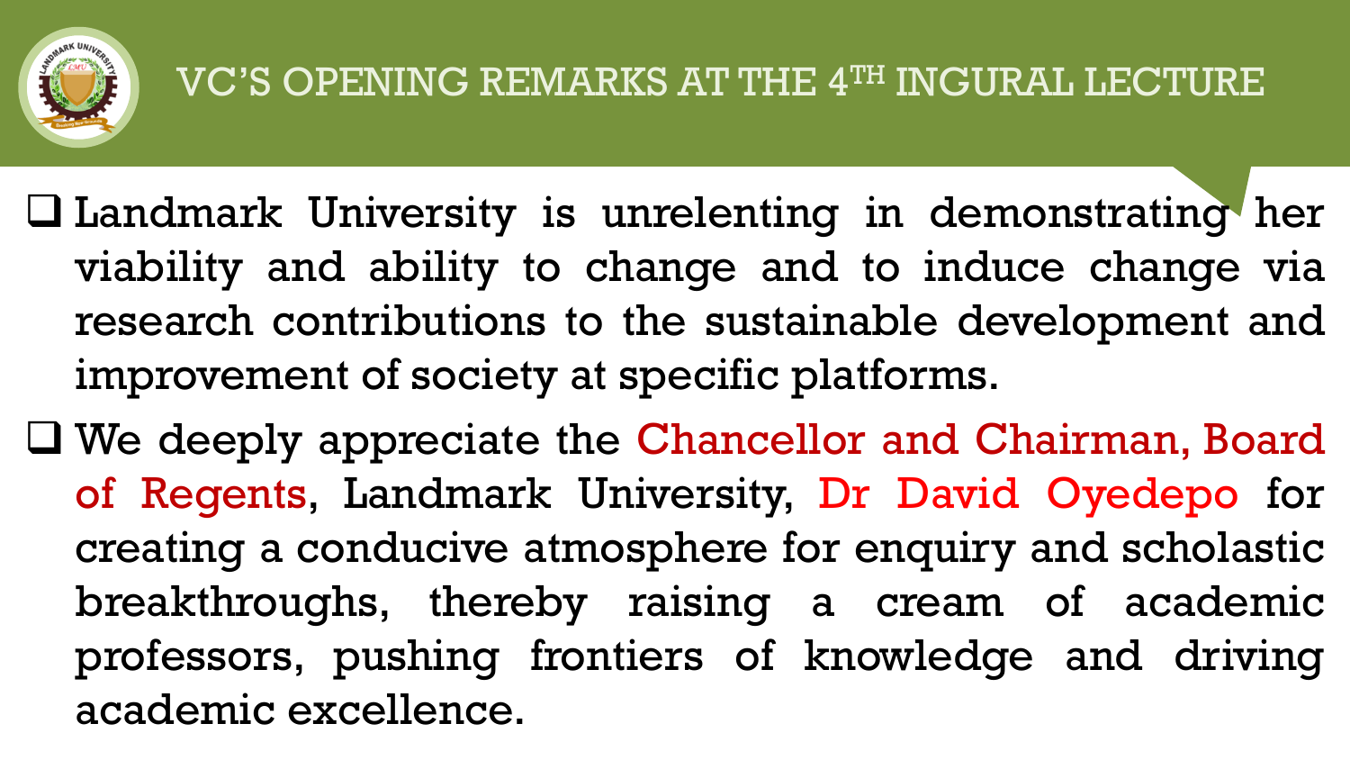# VC'S OPENING REMARKS AT THE 4TH INGURAL LECTURE

- Landmark University is unrelenting in demonstrating her viability and ability to change and to induce change via research contributions to the sustainable development and improvement of society at specific platforms.
- We deeply appreciate the Chancellor and Chairman, Board of Regents, Landmark University, Dr David Oyedepo for creating a conducive atmosphere for enquiry and scholastic breakthroughs, thereby raising a cream of academic professors, pushing frontiers of knowledge and driving academic excellence.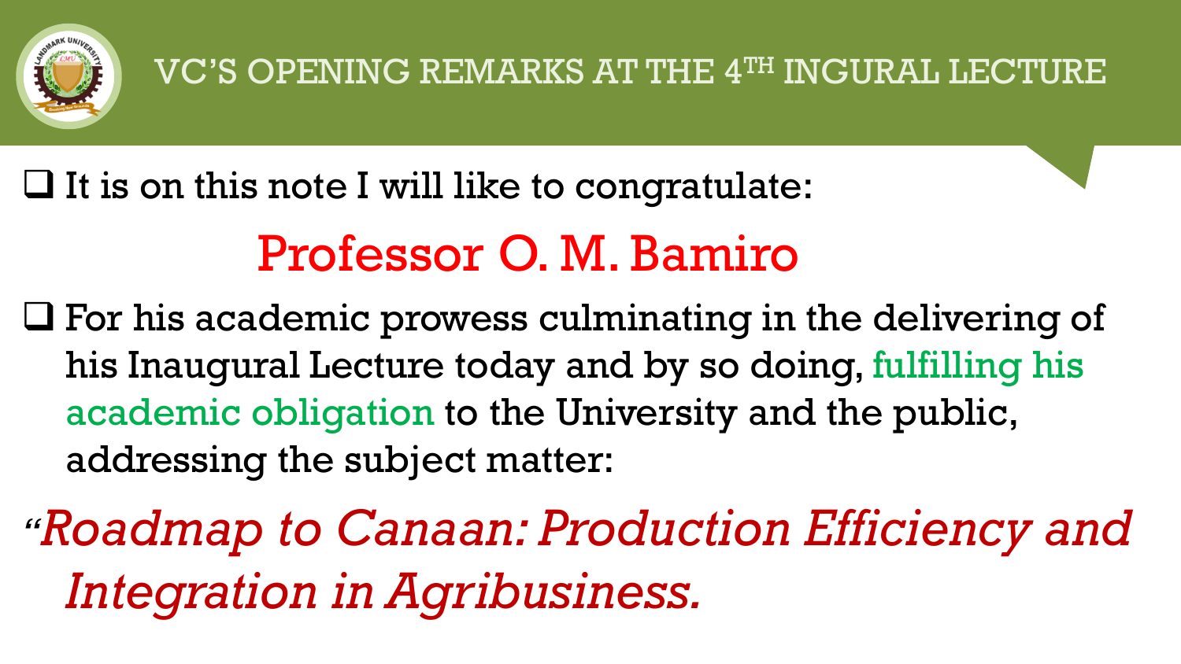# VC'S OPENING REMARKS AT THE 4TH INGURAL LECTURE

- It is on this note I will like to congratulate:

## Professor O. M. Bamiro

- For his academic prowess culminating in the delivering of his Inaugural Lecture today and by so doing, fulfilling his academic obligation to the University and the public, addressing the subject matter:

*"Roadmap to Canaan: Production Efficiency and Integration in Agribusiness.*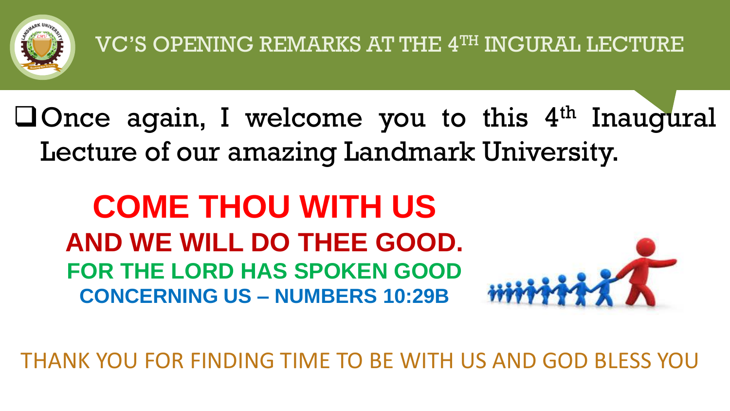# VC'S OPENING REMARKS AT THE 4TH INGURAL LECTURE

- Once again, I welcome you to this 4th Inaugural Lecture of our amazing Landmark University.

**COME THOU WITH US**
**AND WE WILL DO THEE GOOD.**
**FOR THE LORD HAS SPOKEN GOOD CONCERNING US – NUMBERS 10:29B**

THANK YOU FOR FINDING TIME TO BE WITH US AND GOD BLESS YOU